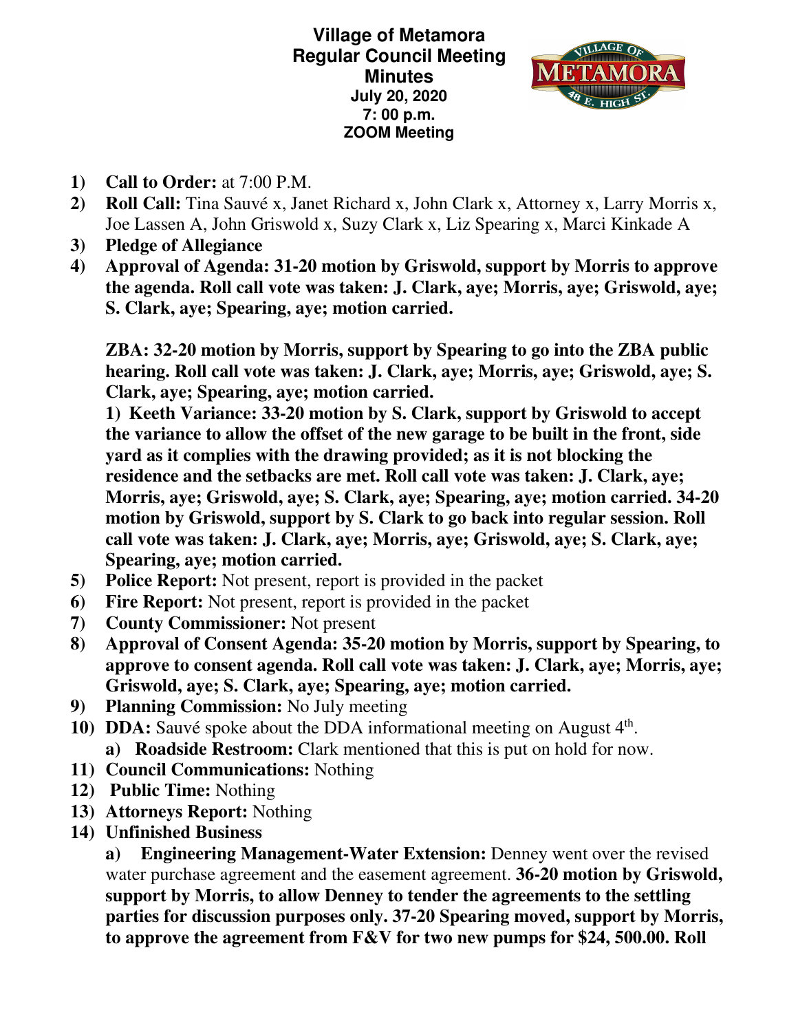# Village of Metamora
## Regular Council Meeting
## Minutes
**July 20, 2020**
**7: 00 p.m.**
**ZOOM Meeting**

1) **Call to Order:** at 7:00 P.M.
2) **Roll Call:** Tina Sauvé x, Janet Richard x, John Clark x, Attorney x, Larry Morris x, Joe Lassen A, John Griswold x, Suzy Clark x, Liz Spearing x, Marci Kinkade A
3) **Pledge of Allegiance**
4) **Approval of Agenda: 31-20 motion by Griswold, support by Morris to approve the agenda. Roll call vote was taken: J. Clark, aye; Morris, aye; Griswold, aye; S. Clark, aye; Spearing, aye; motion carried.**

   **ZBA: 32-20 motion by Morris, support by Spearing to go into the ZBA public hearing. Roll call vote was taken: J. Clark, aye; Morris, aye; Griswold, aye; S. Clark, aye; Spearing, aye; motion carried.**

   **1) Keeth Variance: 33-20 motion by S. Clark, support by Griswold to accept the variance to allow the offset of the new garage to be built in the front, side yard as it complies with the drawing provided; as it is not blocking the residence and the setbacks are met. Roll call vote was taken: J. Clark, aye; Morris, aye; Griswold, aye; S. Clark, aye; Spearing, aye; motion carried. 34-20 motion by Griswold, support by S. Clark to go back into regular session. Roll call vote was taken: J. Clark, aye; Morris, aye; Griswold, aye; S. Clark, aye; Spearing, aye; motion carried.**
5) **Police Report:** Not present, report is provided in the packet
6) **Fire Report:** Not present, report is provided in the packet
7) **County Commissioner:** Not present
8) **Approval of Consent Agenda: 35-20 motion by Morris, support by Spearing, to approve to consent agenda. Roll call vote was taken: J. Clark, aye; Morris, aye; Griswold, aye; S. Clark, aye; Spearing, aye; motion carried.**
9) **Planning Commission:** No July meeting
10) **DDA:** Sauvé spoke about the DDA informational meeting on August 4th.
    a) **Roadside Restroom:** Clark mentioned that this is put on hold for now.
11) **Council Communications:** Nothing
12) **Public Time:** Nothing
13) **Attorneys Report:** Nothing
14) **Unfinished Business**

    a) **Engineering Management-Water Extension:** Denney went over the revised water purchase agreement and the easement agreement. **36-20 motion by Griswold, support by Morris, to allow Denney to tender the agreements to the settling parties for discussion purposes only. 37-20 Spearing moved, support by Morris, to approve the agreement from F&V for two new pumps for $24, 500.00. Roll**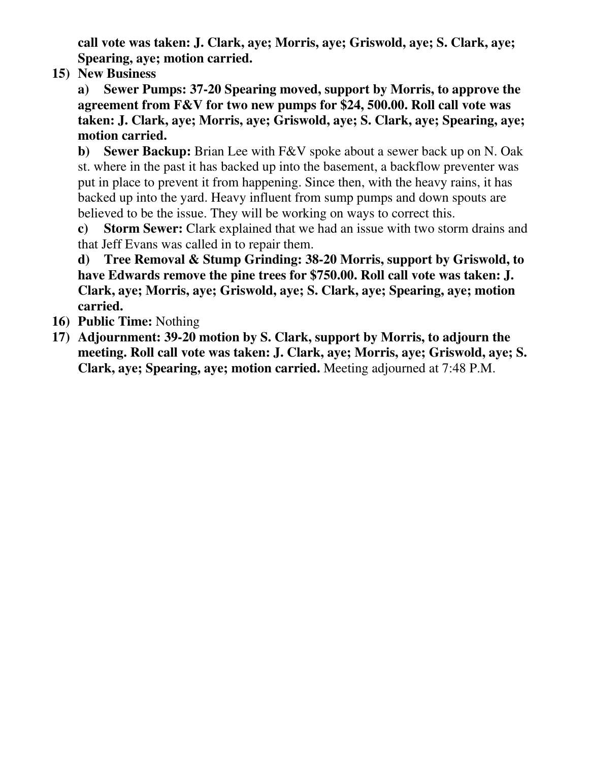**call vote was taken: J. Clark, aye; Morris, aye; Griswold, aye; S. Clark, aye; Spearing, aye; motion carried.**

15) **New Business**

   **a) Sewer Pumps: 37-20 Spearing moved, support by Morris, to approve the agreement from F&V for two new pumps for $24, 500.00. Roll call vote was taken: J. Clark, aye; Morris, aye; Griswold, aye; S. Clark, aye; Spearing, aye; motion carried.**

   **b) Sewer Backup:** Brian Lee with F&V spoke about a sewer back up on N. Oak st. where in the past it has backed up into the basement, a backflow preventer was put in place to prevent it from happening. Since then, with the heavy rains, it has backed up into the yard. Heavy influent from sump pumps and down spouts are believed to be the issue. They will be working on ways to correct this.

   **c) Storm Sewer:** Clark explained that we had an issue with two storm drains and that Jeff Evans was called in to repair them.

   **d) Tree Removal & Stump Grinding: 38-20 Morris, support by Griswold, to have Edwards remove the pine trees for $750.00. Roll call vote was taken: J. Clark, aye; Morris, aye; Griswold, aye; S. Clark, aye; Spearing, aye; motion carried.**

16) **Public Time:** Nothing

17) **Adjournment: 39-20 motion by S. Clark, support by Morris, to adjourn the meeting. Roll call vote was taken: J. Clark, aye; Morris, aye; Griswold, aye; S. Clark, aye; Spearing, aye; motion carried.** Meeting adjourned at 7:48 P.M.